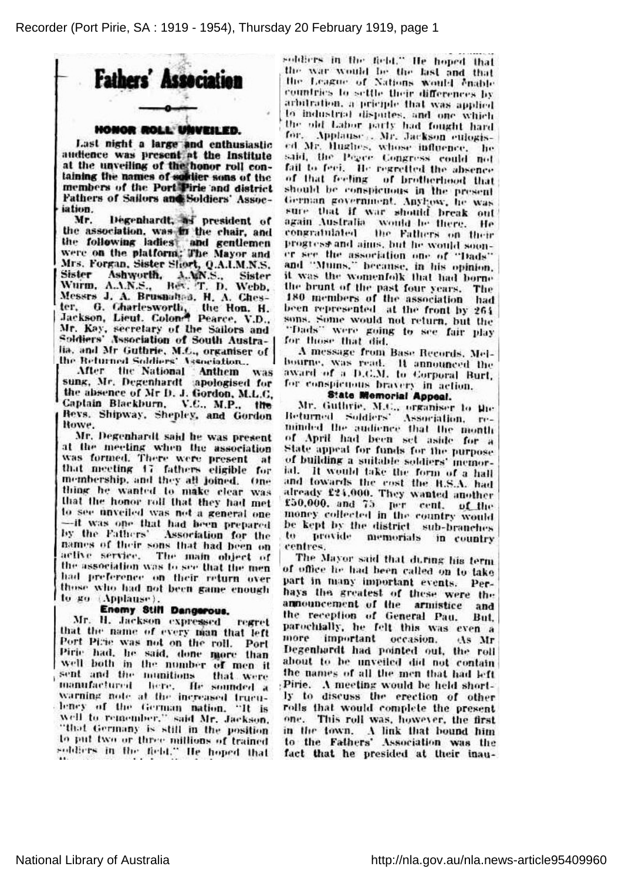# Fathers' Association

## HONOR ROLL UNVEILED.

Last night a large and enthusiastic audience was present at the Institute at the unveiling of the honor roll containing the names of soldier sons of the members of the Port Pirie and district Fathers of Sailors and Soldiers' Association.

Mr. Degenhardt, as president of the association, was in the chair, and the following ladies and gentlemen were on the platform: The Mayor and Mrs. Forgan, Sister Short, Q.A.I.M.N.S., Sister Ashworth, A.A.N.S., Sister Wurm, A.A.N.S., Rev. T. D. Webb, Messrs J. A. Brusnahan, H. A. Chester, G. Charlesworth, the Hon. H. Jackson, Lieut. Colonel Pearce, V.D., Mr. Kay, secretary of the Sailors and Soldiers' Association of South Australia, and Mr Guthrie, M.C., organiser of the Returned Soldiers' Association.

After the National Anthem was sung, Mr. Degenhardt apologised for the absence of Mr D. J. Gordon, M.L.C, Captain Blackburn, V.C., M.P., the Revs. Shipway, Shepley, and Gordon Rowe.

Mr. Degenhardt said he was present at the meeting when the association was formed. There were present at that meeting 17 fathers eligible for membership, and they all joined. One thing he wanted to make clear was that the honor roll that they had met to see unveiled was not a general one—it was one that had been prepared by the Fathers' Association for the names of their sons that had been on active service. The main object of the association was to see that the men had preference on their return over those who had not been game enough to go (Applause).

### Enemy Still Dangerous.

Mr. H. Jackson expressed regret that the name of every man that left Port Pirie was not on the roll. Port Pirie had, he said, done more than well both in the number of men it sent and the munitions that were manufactured here. He sounded a warning note at the increased truculency of the German nation. "It is well to remember," said Mr. Jackson, "that Germany is still in the position to put two or three millions of trained soldiers in the field." He hoped that the war would be the last and that the League of Nations would enable countries to settle their differences by arbitration, a priciple that was applied to industrial disputes, and one which the old Labor party had fought hard for. (Applause). Mr. Jackson eulogised Mr. Hughes, whose influence, he said, the Peace Congress could not fail to feel. He regretted the absence of that feeling of brotherhood that should be conspicuous in the present German government. Anyhow, he was sure that if war should break out again Australia would be there. He congratulated the Fathers on their progress and aims, but he would sooner see the association one of "Dads" and "Mums," because, in his opinion, it was the womenfolk that had borne the brunt of the past four years. The 180 members of the association had been represented at the front by 264 sons. Some would not return, but the "Dads" were going to see fair play for those that did.

A message from Base Records, Melbourne, was read. It announced the award of a D.C.M. to Corporal Burt, for conspicuous bravery in action.

### State Memorial Appeal.

Mr. Guthrie, M.C., organiser to the Returned Soldiers' Association, reminded the audience that the month of April had been set aside for a State appeal for funds for the purpose of building a suitable soldiers' memorial. It would take the form of a hall and towards the cost the R.S.A. had already £24,000. They wanted another £50,000, and 75 per cent. of the money collected in the country would be kept by the district sub-branches to provide memorials in country centres.

The Mayor said that during his term of office he had been called on to take part in many important events. Perhaps the greatest of these were the announcement of the armistice and the reception of General Pau. But, parochially, he felt this was even a more important occasion. As Mr Degenhardt had pointed out, the roll about to be unveiled did not contain the names of all the men that had left Pirie. A meeting would be held shortly to discuss the erection of other rolls that would complete the present one. This roll was, however, the first in the town. A link that bound him to the Fathers' Association was the fact that he presided at their inau-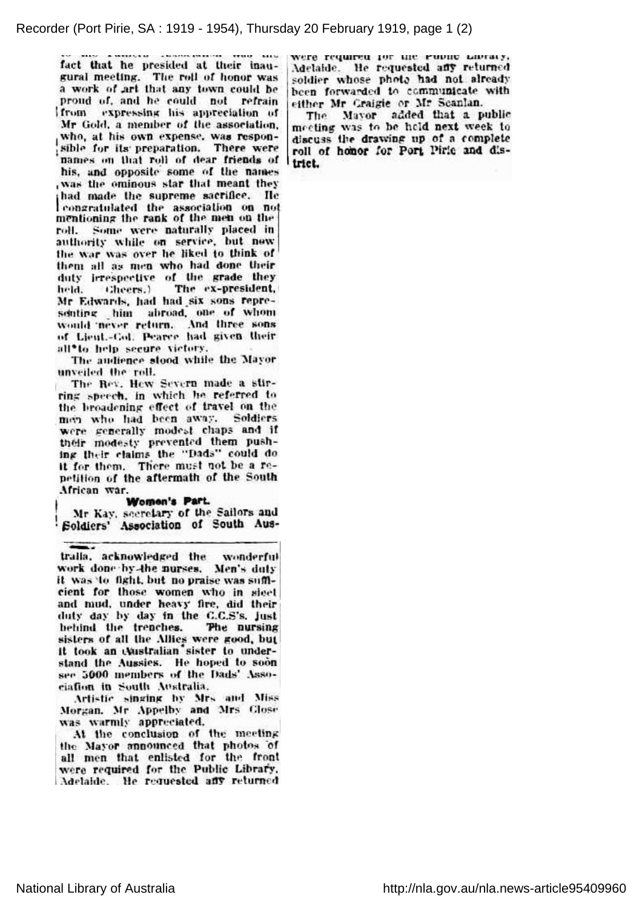fact that he presided at their inaugural meeting. The roll of honor was a work of art that any town could be proud of, and he could not refrain from expressing his appreciation of Mr Gold, a member of the association, who, at his own expense, was responsible for its preparation. There were names on that roll of dear friends of his, and opposite some of the names was the ominous star that meant they had made the supreme sacrifice. He congratulated the association on not mentioning the rank of the men on the roll. Some were naturally placed in authority while on service, but now the war was over he liked to think of them all as men who had done their duty irrespective of the grade they held. (Cheers.) The ex-president, Mr Edwards, had had six sons representing him abroad, one of whom would never return. And three sons of Lieut.-Col. Pearce had given their all to help secure victory.

The audience stood while the Mayor unveiled the roll.

The Rev. Hew Severn made a stirring speech, in which he referred to the broadening effect of travel on the men who had been away. Soldiers were generally modest chaps and if their modesty prevented them pushing their claims the "Dads" could do it for them. There must not be a repetition of the aftermath of the South African war.

**Women's Part.**

Mr Kay, secretary of the Sailors and Soldiers' Association of South Australia, acknowledged the wonderful work done by the nurses. Men's duty it was to fight, but no praise was sufficient for those women who in sleet and mud, under heavy fire, did their duty day by day in the C.C.S's. just behind the trenches. The nursing sisters of all the Allies were good, but it took an Australian sister to understand the Aussies. He hoped to soon see 5000 members of the Dads' Association in South Australia.

Artistic singing by Mrs and Miss Morgan, Mr Appelby and Mrs Close was warmly appreciated.

At the conclusion of the meeting the Mayor announced that photos of all men that enlisted for the front were required for the Public Library, Adelaide. He requested any returned soldier whose photo had not already been forwarded to communicate with either Mr Craigie or Mr Scanlan.

The Mayor added that a public meeting was to be held next week to discuss the drawing up of a complete roll of honor for Port Pirie and district.